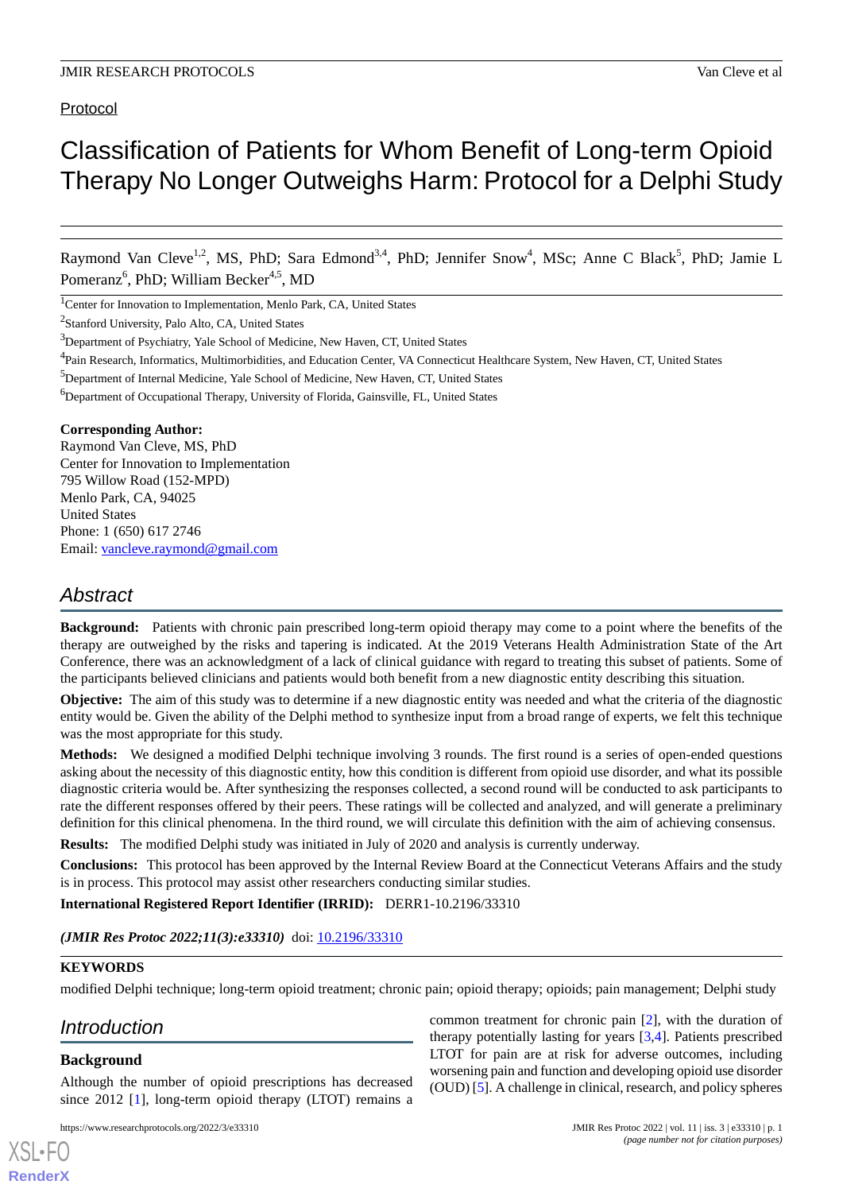Protocol

# Classification of Patients for Whom Benefit of Long-term Opioid Therapy No Longer Outweighs Harm: Protocol for a Delphi Study

Raymond Van Cleve[1,2], MS, PhD; Sara Edmond[3,4], PhD; Jennifer Snow[4], MSc; Anne C Black[5], PhD; Jamie L Pomeranz[6], PhD; William Becker[4,5], MD

[1]Center for Innovation to Implementation, Menlo Park, CA, United States

[2]Stanford University, Palo Alto, CA, United States

[3]Department of Psychiatry, Yale School of Medicine, New Haven, CT, United States

[4]Pain Research, Informatics, Multimorbidities, and Education Center, VA Connecticut Healthcare System, New Haven, CT, United States

[5]Department of Internal Medicine, Yale School of Medicine, New Haven, CT, United States

[6]Department of Occupational Therapy, University of Florida, Gainsville, FL, United States

**Corresponding Author:**
Raymond Van Cleve, MS, PhD
Center for Innovation to Implementation
795 Willow Road (152-MPD)
Menlo Park, CA, 94025
United States
Phone: 1 (650) 617 2746
Email: vancleve.raymond@gmail.com

## Abstract

**Background:** Patients with chronic pain prescribed long-term opioid therapy may come to a point where the benefits of the therapy are outweighed by the risks and tapering is indicated. At the 2019 Veterans Health Administration State of the Art Conference, there was an acknowledgment of a lack of clinical guidance with regard to treating this subset of patients. Some of the participants believed clinicians and patients would both benefit from a new diagnostic entity describing this situation.

**Objective:** The aim of this study was to determine if a new diagnostic entity was needed and what the criteria of the diagnostic entity would be. Given the ability of the Delphi method to synthesize input from a broad range of experts, we felt this technique was the most appropriate for this study.

**Methods:** We designed a modified Delphi technique involving 3 rounds. The first round is a series of open-ended questions asking about the necessity of this diagnostic entity, how this condition is different from opioid use disorder, and what its possible diagnostic criteria would be. After synthesizing the responses collected, a second round will be conducted to ask participants to rate the different responses offered by their peers. These ratings will be collected and analyzed, and will generate a preliminary definition for this clinical phenomena. In the third round, we will circulate this definition with the aim of achieving consensus.

**Results:** The modified Delphi study was initiated in July of 2020 and analysis is currently underway.

**Conclusions:** This protocol has been approved by the Internal Review Board at the Connecticut Veterans Affairs and the study is in process. This protocol may assist other researchers conducting similar studies.

**International Registered Report Identifier (IRRID):** DERR1-10.2196/33310

***(JMIR Res Protoc 2022;11(3):e33310)*** doi: 10.2196/33310

**KEYWORDS**

modified Delphi technique; long-term opioid treatment; chronic pain; opioid therapy; opioids; pain management; Delphi study

## Introduction

### Background

Although the number of opioid prescriptions has decreased since 2012 [1], long-term opioid therapy (LTOT) remains a common treatment for chronic pain [2], with the duration of therapy potentially lasting for years [3,4]. Patients prescribed LTOT for pain are at risk for adverse outcomes, including worsening pain and function and developing opioid use disorder (OUD) [5]. A challenge in clinical, research, and policy spheres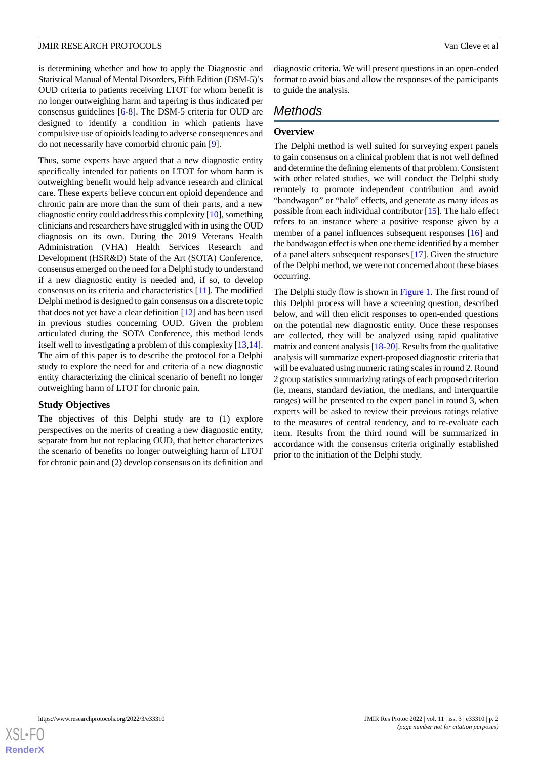is determining whether and how to apply the Diagnostic and Statistical Manual of Mental Disorders, Fifth Edition (DSM-5)'s OUD criteria to patients receiving LTOT for whom benefit is no longer outweighing harm and tapering is thus indicated per consensus guidelines [6-8]. The DSM-5 criteria for OUD are designed to identify a condition in which patients have compulsive use of opioids leading to adverse consequences and do not necessarily have comorbid chronic pain [9].

Thus, some experts have argued that a new diagnostic entity specifically intended for patients on LTOT for whom harm is outweighing benefit would help advance research and clinical care. These experts believe concurrent opioid dependence and chronic pain are more than the sum of their parts, and a new diagnostic entity could address this complexity [10], something clinicians and researchers have struggled with in using the OUD diagnosis on its own. During the 2019 Veterans Health Administration (VHA) Health Services Research and Development (HSR&D) State of the Art (SOTA) Conference, consensus emerged on the need for a Delphi study to understand if a new diagnostic entity is needed and, if so, to develop consensus on its criteria and characteristics [11]. The modified Delphi method is designed to gain consensus on a discrete topic that does not yet have a clear definition [12] and has been used in previous studies concerning OUD. Given the problem articulated during the SOTA Conference, this method lends itself well to investigating a problem of this complexity [13,14]. The aim of this paper is to describe the protocol for a Delphi study to explore the need for and criteria of a new diagnostic entity characterizing the clinical scenario of benefit no longer outweighing harm of LTOT for chronic pain.

### Study Objectives

The objectives of this Delphi study are to (1) explore perspectives on the merits of creating a new diagnostic entity, separate from but not replacing OUD, that better characterizes the scenario of benefits no longer outweighing harm of LTOT for chronic pain and (2) develop consensus on its definition and diagnostic criteria. We will present questions in an open-ended format to avoid bias and allow the responses of the participants to guide the analysis.

## Methods

### Overview

The Delphi method is well suited for surveying expert panels to gain consensus on a clinical problem that is not well defined and determine the defining elements of that problem. Consistent with other related studies, we will conduct the Delphi study remotely to promote independent contribution and avoid "bandwagon" or "halo" effects, and generate as many ideas as possible from each individual contributor [15]. The halo effect refers to an instance where a positive response given by a member of a panel influences subsequent responses [16] and the bandwagon effect is when one theme identified by a member of a panel alters subsequent responses [17]. Given the structure of the Delphi method, we were not concerned about these biases occurring.

The Delphi study flow is shown in Figure 1. The first round of this Delphi process will have a screening question, described below, and will then elicit responses to open-ended questions on the potential new diagnostic entity. Once these responses are collected, they will be analyzed using rapid qualitative matrix and content analysis [18-20]. Results from the qualitative analysis will summarize expert-proposed diagnostic criteria that will be evaluated using numeric rating scales in round 2. Round 2 group statistics summarizing ratings of each proposed criterion (ie, means, standard deviation, the medians, and interquartile ranges) will be presented to the expert panel in round 3, when experts will be asked to review their previous ratings relative to the measures of central tendency, and to re-evaluate each item. Results from the third round will be summarized in accordance with the consensus criteria originally established prior to the initiation of the Delphi study.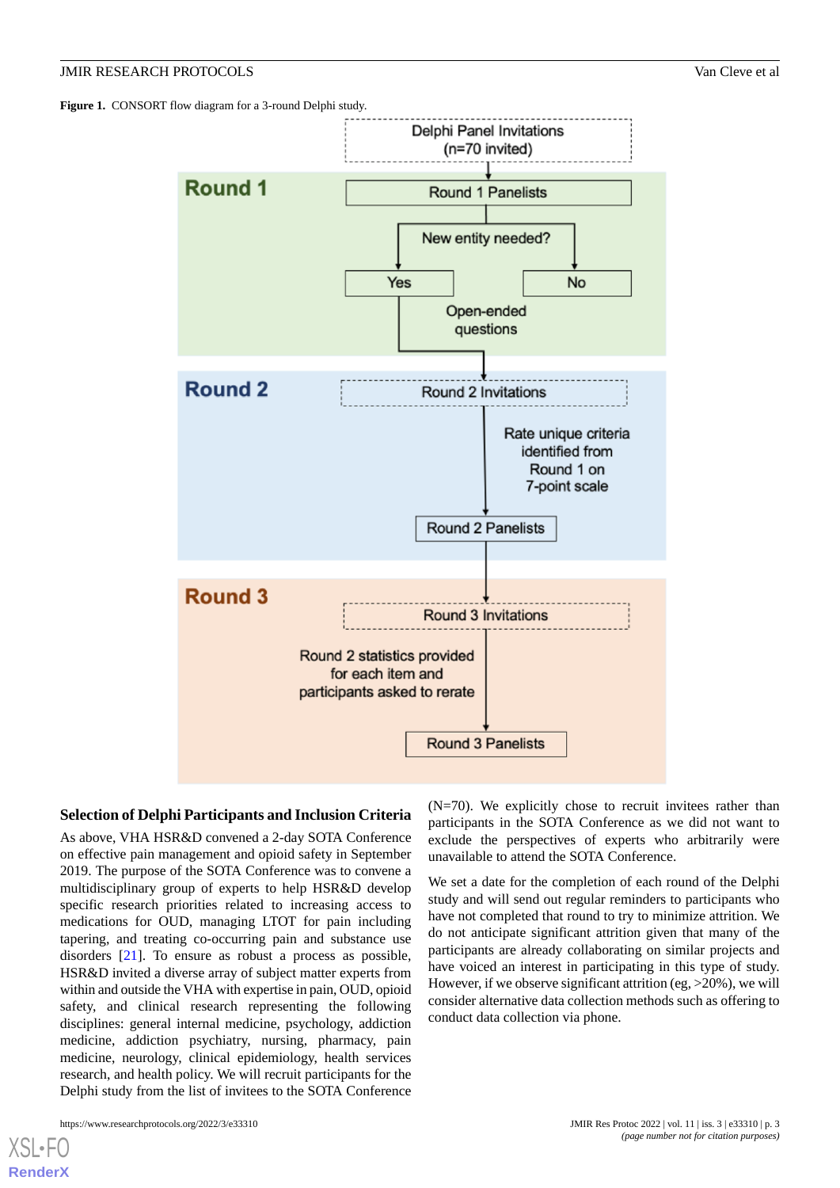**Figure 1.** CONSORT flow diagram for a 3-round Delphi study.

### Selection of Delphi Participants and Inclusion Criteria

As above, VHA HSR&D convened a 2-day SOTA Conference on effective pain management and opioid safety in September 2019. The purpose of the SOTA Conference was to convene a multidisciplinary group of experts to help HSR&D develop specific research priorities related to increasing access to medications for OUD, managing LTOT for pain including tapering, and treating co-occurring pain and substance use disorders [21]. To ensure as robust a process as possible, HSR&D invited a diverse array of subject matter experts from within and outside the VHA with expertise in pain, OUD, opioid safety, and clinical research representing the following disciplines: general internal medicine, psychology, addiction medicine, addiction psychiatry, nursing, pharmacy, pain medicine, neurology, clinical epidemiology, health services research, and health policy. We will recruit participants for the Delphi study from the list of invitees to the SOTA Conference (N=70). We explicitly chose to recruit invitees rather than participants in the SOTA Conference as we did not want to exclude the perspectives of experts who arbitrarily were unavailable to attend the SOTA Conference.

We set a date for the completion of each round of the Delphi study and will send out regular reminders to participants who have not completed that round to try to minimize attrition. We do not anticipate significant attrition given that many of the participants are already collaborating on similar projects and have voiced an interest in participating in this type of study. However, if we observe significant attrition (eg, >20%), we will consider alternative data collection methods such as offering to conduct data collection via phone.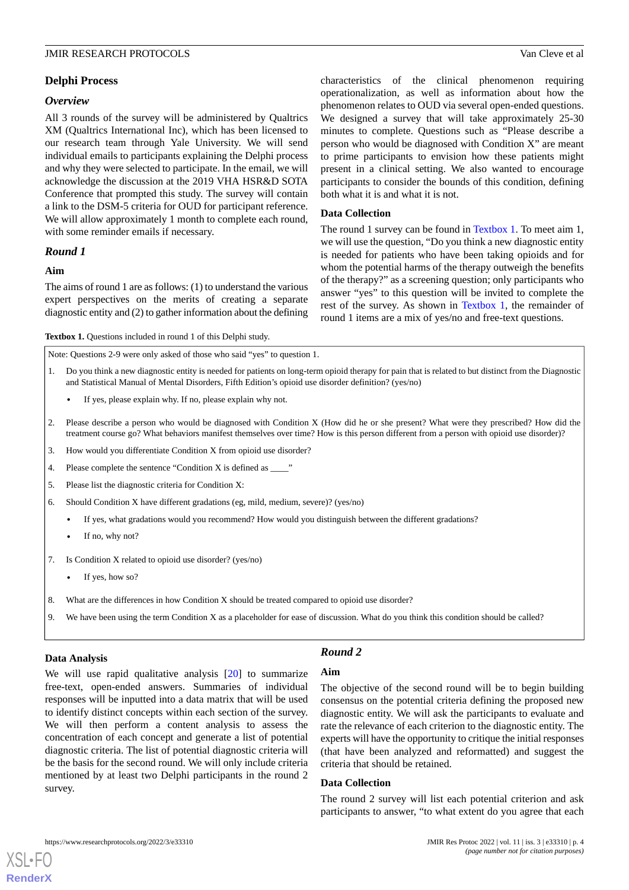## Delphi Process

### *Overview*

All 3 rounds of the survey will be administered by Qualtrics XM (Qualtrics International Inc), which has been licensed to our research team through Yale University. We will send individual emails to participants explaining the Delphi process and why they were selected to participate. In the email, we will acknowledge the discussion at the 2019 VHA HSR&D SOTA Conference that prompted this study. The survey will contain a link to the DSM-5 criteria for OUD for participant reference. We will allow approximately 1 month to complete each round, with some reminder emails if necessary.

### *Round 1*

#### Aim

The aims of round 1 are as follows: (1) to understand the various expert perspectives on the merits of creating a separate diagnostic entity and (2) to gather information about the defining characteristics of the clinical phenomenon requiring operationalization, as well as information about how the phenomenon relates to OUD via several open-ended questions. We designed a survey that will take approximately 25-30 minutes to complete. Questions such as "Please describe a person who would be diagnosed with Condition X" are meant to prime participants to envision how these patients might present in a clinical setting. We also wanted to encourage participants to consider the bounds of this condition, defining both what it is and what it is not.

#### Data Collection

The round 1 survey can be found in Textbox 1. To meet aim 1, we will use the question, "Do you think a new diagnostic entity is needed for patients who have been taking opioids and for whom the potential harms of the therapy outweigh the benefits of the therapy?" as a screening question; only participants who answer "yes" to this question will be invited to complete the rest of the survey. As shown in Textbox 1, the remainder of round 1 items are a mix of yes/no and free-text questions.

**Textbox 1.** Questions included in round 1 of this Delphi study.

Note: Questions 2-9 were only asked of those who said "yes" to question 1.

1. Do you think a new diagnostic entity is needed for patients on long-term opioid therapy for pain that is related to but distinct from the Diagnostic and Statistical Manual of Mental Disorders, Fifth Edition's opioid use disorder definition? (yes/no)
   - If yes, please explain why. If no, please explain why not.
2. Please describe a person who would be diagnosed with Condition X (How did he or she present? What were they prescribed? How did the treatment course go? What behaviors manifest themselves over time? How is this person different from a person with opioid use disorder)?
3. How would you differentiate Condition X from opioid use disorder?
4. Please complete the sentence "Condition X is defined as ____"
5. Please list the diagnostic criteria for Condition X:
6. Should Condition X have different gradations (eg, mild, medium, severe)? (yes/no)
   - If yes, what gradations would you recommend? How would you distinguish between the different gradations?
   - If no, why not?
7. Is Condition X related to opioid use disorder? (yes/no)
   - If yes, how so?
8. What are the differences in how Condition X should be treated compared to opioid use disorder?
9. We have been using the term Condition X as a placeholder for ease of discussion. What do you think this condition should be called?

#### Data Analysis

We will use rapid qualitative analysis [20] to summarize free-text, open-ended answers. Summaries of individual responses will be inputted into a data matrix that will be used to identify distinct concepts within each section of the survey. We will then perform a content analysis to assess the concentration of each concept and generate a list of potential diagnostic criteria. The list of potential diagnostic criteria will be the basis for the second round. We will only include criteria mentioned by at least two Delphi participants in the round 2 survey.

### *Round 2*

#### Aim

The objective of the second round will be to begin building consensus on the potential criteria defining the proposed new diagnostic entity. We will ask the participants to evaluate and rate the relevance of each criterion to the diagnostic entity. The experts will have the opportunity to critique the initial responses (that have been analyzed and reformatted) and suggest the criteria that should be retained.

#### Data Collection

The round 2 survey will list each potential criterion and ask participants to answer, "to what extent do you agree that each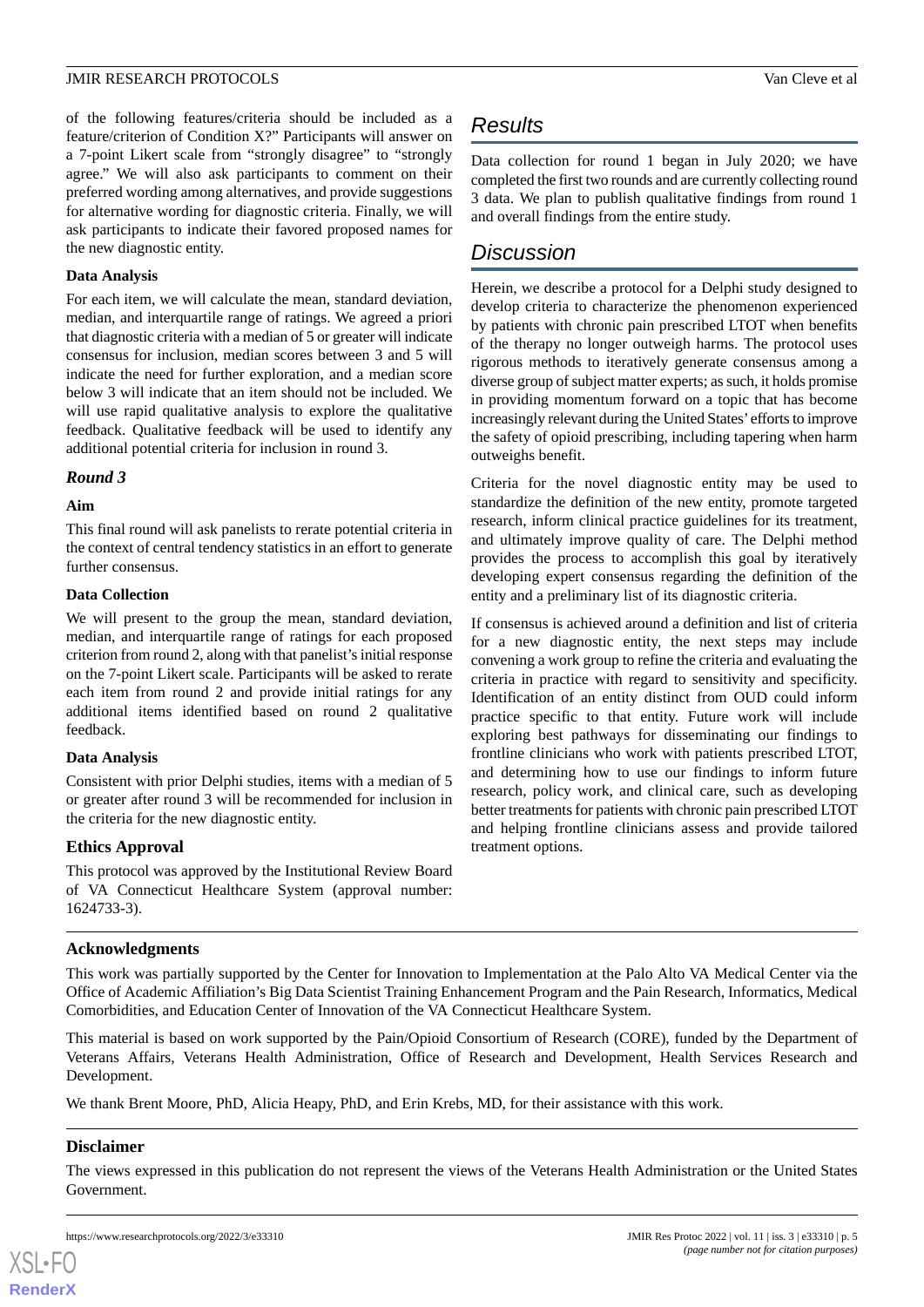of the following features/criteria should be included as a feature/criterion of Condition X?" Participants will answer on a 7-point Likert scale from "strongly disagree" to "strongly agree." We will also ask participants to comment on their preferred wording among alternatives, and provide suggestions for alternative wording for diagnostic criteria. Finally, we will ask participants to indicate their favored proposed names for the new diagnostic entity.

#### Data Analysis

For each item, we will calculate the mean, standard deviation, median, and interquartile range of ratings. We agreed a priori that diagnostic criteria with a median of 5 or greater will indicate consensus for inclusion, median scores between 3 and 5 will indicate the need for further exploration, and a median score below 3 will indicate that an item should not be included. We will use rapid qualitative analysis to explore the qualitative feedback. Qualitative feedback will be used to identify any additional potential criteria for inclusion in round 3.

### *Round 3*

#### Aim

This final round will ask panelists to rerate potential criteria in the context of central tendency statistics in an effort to generate further consensus.

#### Data Collection

We will present to the group the mean, standard deviation, median, and interquartile range of ratings for each proposed criterion from round 2, along with that panelist's initial response on the 7-point Likert scale. Participants will be asked to rerate each item from round 2 and provide initial ratings for any additional items identified based on round 2 qualitative feedback.

#### Data Analysis

Consistent with prior Delphi studies, items with a median of 5 or greater after round 3 will be recommended for inclusion in the criteria for the new diagnostic entity.

### Ethics Approval

This protocol was approved by the Institutional Review Board of VA Connecticut Healthcare System (approval number: 1624733-3).

## *Results*

Data collection for round 1 began in July 2020; we have completed the first two rounds and are currently collecting round 3 data. We plan to publish qualitative findings from round 1 and overall findings from the entire study.

## *Discussion*

Herein, we describe a protocol for a Delphi study designed to develop criteria to characterize the phenomenon experienced by patients with chronic pain prescribed LTOT when benefits of the therapy no longer outweigh harms. The protocol uses rigorous methods to iteratively generate consensus among a diverse group of subject matter experts; as such, it holds promise in providing momentum forward on a topic that has become increasingly relevant during the United States' efforts to improve the safety of opioid prescribing, including tapering when harm outweighs benefit.

Criteria for the novel diagnostic entity may be used to standardize the definition of the new entity, promote targeted research, inform clinical practice guidelines for its treatment, and ultimately improve quality of care. The Delphi method provides the process to accomplish this goal by iteratively developing expert consensus regarding the definition of the entity and a preliminary list of its diagnostic criteria.

If consensus is achieved around a definition and list of criteria for a new diagnostic entity, the next steps may include convening a work group to refine the criteria and evaluating the criteria in practice with regard to sensitivity and specificity. Identification of an entity distinct from OUD could inform practice specific to that entity. Future work will include exploring best pathways for disseminating our findings to frontline clinicians who work with patients prescribed LTOT, and determining how to use our findings to inform future research, policy work, and clinical care, such as developing better treatments for patients with chronic pain prescribed LTOT and helping frontline clinicians assess and provide tailored treatment options.

### Acknowledgments

This work was partially supported by the Center for Innovation to Implementation at the Palo Alto VA Medical Center via the Office of Academic Affiliation's Big Data Scientist Training Enhancement Program and the Pain Research, Informatics, Medical Comorbidities, and Education Center of Innovation of the VA Connecticut Healthcare System.

This material is based on work supported by the Pain/Opioid Consortium of Research (CORE), funded by the Department of Veterans Affairs, Veterans Health Administration, Office of Research and Development, Health Services Research and Development.

We thank Brent Moore, PhD, Alicia Heapy, PhD, and Erin Krebs, MD, for their assistance with this work.

### Disclaimer

The views expressed in this publication do not represent the views of the Veterans Health Administration or the United States Government.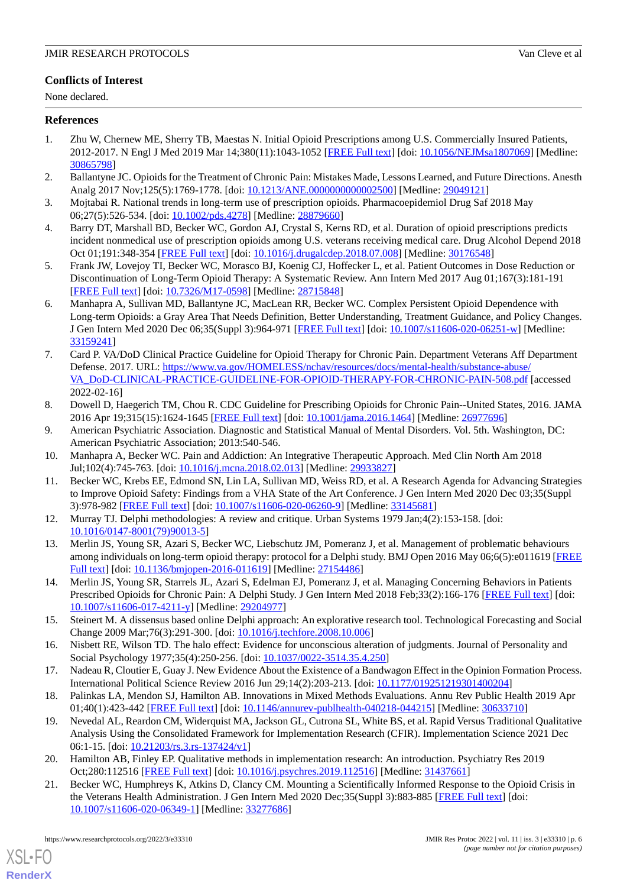## Conflicts of Interest

None declared.

## References

1. Zhu W, Chernew ME, Sherry TB, Maestas N. Initial Opioid Prescriptions among U.S. Commercially Insured Patients, 2012-2017. N Engl J Med 2019 Mar 14;380(11):1043-1052 [FREE Full text] [doi: 10.1056/NEJMsa1807069] [Medline: 30865798]
2. Ballantyne JC. Opioids for the Treatment of Chronic Pain: Mistakes Made, Lessons Learned, and Future Directions. Anesth Analg 2017 Nov;125(5):1769-1778. [doi: 10.1213/ANE.0000000000002500] [Medline: 29049121]
3. Mojtabai R. National trends in long-term use of prescription opioids. Pharmacoepidemiol Drug Saf 2018 May 06;27(5):526-534. [doi: 10.1002/pds.4278] [Medline: 28879660]
4. Barry DT, Marshall BD, Becker WC, Gordon AJ, Crystal S, Kerns RD, et al. Duration of opioid prescriptions predicts incident nonmedical use of prescription opioids among U.S. veterans receiving medical care. Drug Alcohol Depend 2018 Oct 01;191:348-354 [FREE Full text] [doi: 10.1016/j.drugalcdep.2018.07.008] [Medline: 30176548]
5. Frank JW, Lovejoy TI, Becker WC, Morasco BJ, Koenig CJ, Hoffecker L, et al. Patient Outcomes in Dose Reduction or Discontinuation of Long-Term Opioid Therapy: A Systematic Review. Ann Intern Med 2017 Aug 01;167(3):181-191 [FREE Full text] [doi: 10.7326/M17-0598] [Medline: 28715848]
6. Manhapra A, Sullivan MD, Ballantyne JC, MacLean RR, Becker WC. Complex Persistent Opioid Dependence with Long-term Opioids: a Gray Area That Needs Definition, Better Understanding, Treatment Guidance, and Policy Changes. J Gen Intern Med 2020 Dec 06;35(Suppl 3):964-971 [FREE Full text] [doi: 10.1007/s11606-020-06251-w] [Medline: 33159241]
7. Card P. VA/DoD Clinical Practice Guideline for Opioid Therapy for Chronic Pain. Department Veterans Aff Department Defense. 2017. URL: https://www.va.gov/HOMELESS/nchav/resources/docs/mental-health/substance-abuse/VA_DoD-CLINICAL-PRACTICE-GUIDELINE-FOR-OPIOID-THERAPY-FOR-CHRONIC-PAIN-508.pdf [accessed 2022-02-16]
8. Dowell D, Haegerich TM, Chou R. CDC Guideline for Prescribing Opioids for Chronic Pain--United States, 2016. JAMA 2016 Apr 19;315(15):1624-1645 [FREE Full text] [doi: 10.1001/jama.2016.1464] [Medline: 26977696]
9. American Psychiatric Association. Diagnostic and Statistical Manual of Mental Disorders. Vol. 5th. Washington, DC: American Psychiatric Association; 2013:540-546.
10. Manhapra A, Becker WC. Pain and Addiction: An Integrative Therapeutic Approach. Med Clin North Am 2018 Jul;102(4):745-763. [doi: 10.1016/j.mcna.2018.02.013] [Medline: 29933827]
11. Becker WC, Krebs EE, Edmond SN, Lin LA, Sullivan MD, Weiss RD, et al. A Research Agenda for Advancing Strategies to Improve Opioid Safety: Findings from a VHA State of the Art Conference. J Gen Intern Med 2020 Dec 03;35(Suppl 3):978-982 [FREE Full text] [doi: 10.1007/s11606-020-06260-9] [Medline: 33145681]
12. Murray TJ. Delphi methodologies: A review and critique. Urban Systems 1979 Jan;4(2):153-158. [doi: 10.1016/0147-8001(79)90013-5]
13. Merlin JS, Young SR, Azari S, Becker WC, Liebschutz JM, Pomeranz J, et al. Management of problematic behaviours among individuals on long-term opioid therapy: protocol for a Delphi study. BMJ Open 2016 May 06;6(5):e011619 [FREE Full text] [doi: 10.1136/bmjopen-2016-011619] [Medline: 27154486]
14. Merlin JS, Young SR, Starrels JL, Azari S, Edelman EJ, Pomeranz J, et al. Managing Concerning Behaviors in Patients Prescribed Opioids for Chronic Pain: A Delphi Study. J Gen Intern Med 2018 Feb;33(2):166-176 [FREE Full text] [doi: 10.1007/s11606-017-4211-y] [Medline: 29204977]
15. Steinert M. A dissensus based online Delphi approach: An explorative research tool. Technological Forecasting and Social Change 2009 Mar;76(3):291-300. [doi: 10.1016/j.techfore.2008.10.006]
16. Nisbett RE, Wilson TD. The halo effect: Evidence for unconscious alteration of judgments. Journal of Personality and Social Psychology 1977;35(4):250-256. [doi: 10.1037/0022-3514.35.4.250]
17. Nadeau R, Cloutier E, Guay J. New Evidence About the Existence of a Bandwagon Effect in the Opinion Formation Process. International Political Science Review 2016 Jun 29;14(2):203-213. [doi: 10.1177/019251219301400204]
18. Palinkas LA, Mendon SJ, Hamilton AB. Innovations in Mixed Methods Evaluations. Annu Rev Public Health 2019 Apr 01;40(1):423-442 [FREE Full text] [doi: 10.1146/annurev-publhealth-040218-044215] [Medline: 30633710]
19. Nevedal AL, Reardon CM, Widerquist MA, Jackson GL, Cutrona SL, White BS, et al. Rapid Versus Traditional Qualitative Analysis Using the Consolidated Framework for Implementation Research (CFIR). Implementation Science 2021 Dec 06:1-15. [doi: 10.21203/rs.3.rs-137424/v1]
20. Hamilton AB, Finley EP. Qualitative methods in implementation research: An introduction. Psychiatry Res 2019 Oct;280:112516 [FREE Full text] [doi: 10.1016/j.psychres.2019.112516] [Medline: 31437661]
21. Becker WC, Humphreys K, Atkins D, Clancy CM. Mounting a Scientifically Informed Response to the Opioid Crisis in the Veterans Health Administration. J Gen Intern Med 2020 Dec;35(Suppl 3):883-885 [FREE Full text] [doi: 10.1007/s11606-020-06349-1] [Medline: 33277686]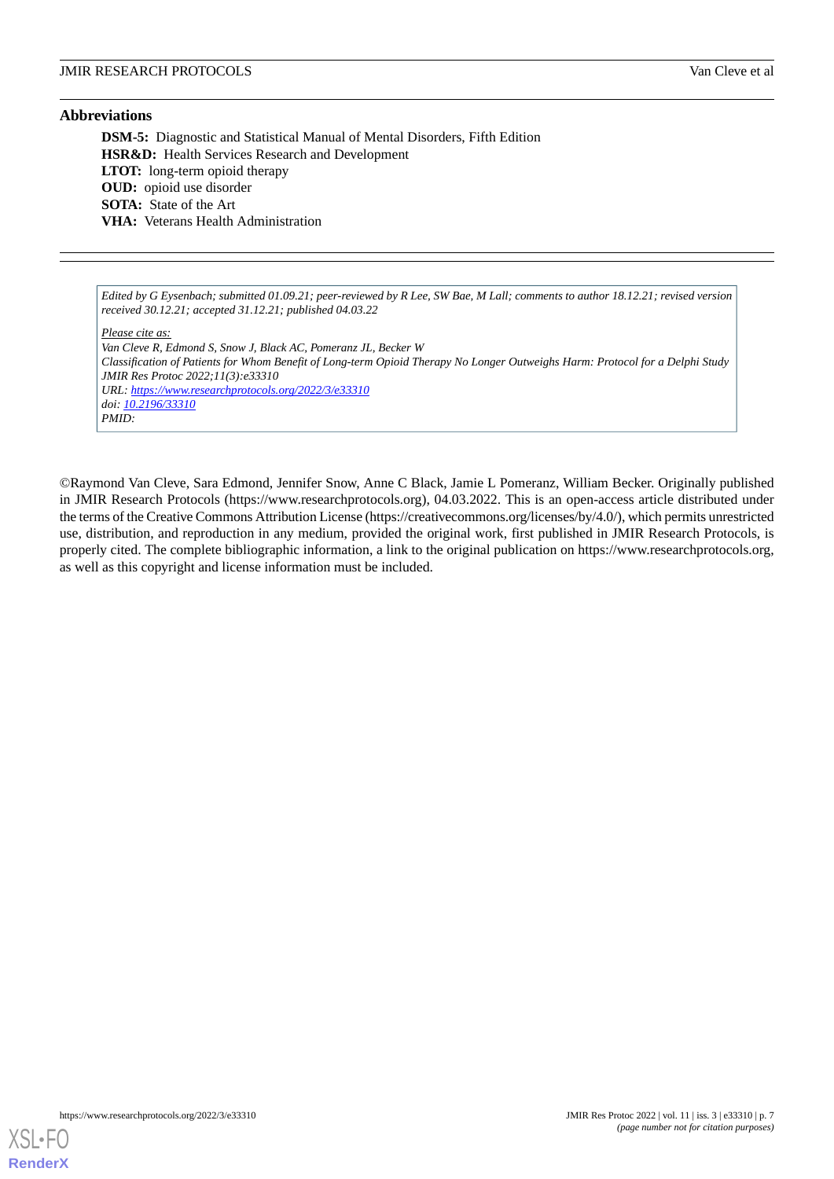## Abbreviations

**DSM-5:** Diagnostic and Statistical Manual of Mental Disorders, Fifth Edition
**HSR&D:** Health Services Research and Development
**LTOT:** long-term opioid therapy
**OUD:** opioid use disorder
**SOTA:** State of the Art
**VHA:** Veterans Health Administration

*Edited by G Eysenbach; submitted 01.09.21; peer-reviewed by R Lee, SW Bae, M Lall; comments to author 18.12.21; revised version received 30.12.21; accepted 31.12.21; published 04.03.22*

*Please cite as:*
*Van Cleve R, Edmond S, Snow J, Black AC, Pomeranz JL, Becker W*
*Classification of Patients for Whom Benefit of Long-term Opioid Therapy No Longer Outweighs Harm: Protocol for a Delphi Study*
*JMIR Res Protoc 2022;11(3):e33310*
*URL: https://www.researchprotocols.org/2022/3/e33310*
*doi: 10.2196/33310*
*PMID:*

©Raymond Van Cleve, Sara Edmond, Jennifer Snow, Anne C Black, Jamie L Pomeranz, William Becker. Originally published in JMIR Research Protocols (https://www.researchprotocols.org), 04.03.2022. This is an open-access article distributed under the terms of the Creative Commons Attribution License (https://creativecommons.org/licenses/by/4.0/), which permits unrestricted use, distribution, and reproduction in any medium, provided the original work, first published in JMIR Research Protocols, is properly cited. The complete bibliographic information, a link to the original publication on https://www.researchprotocols.org, as well as this copyright and license information must be included.